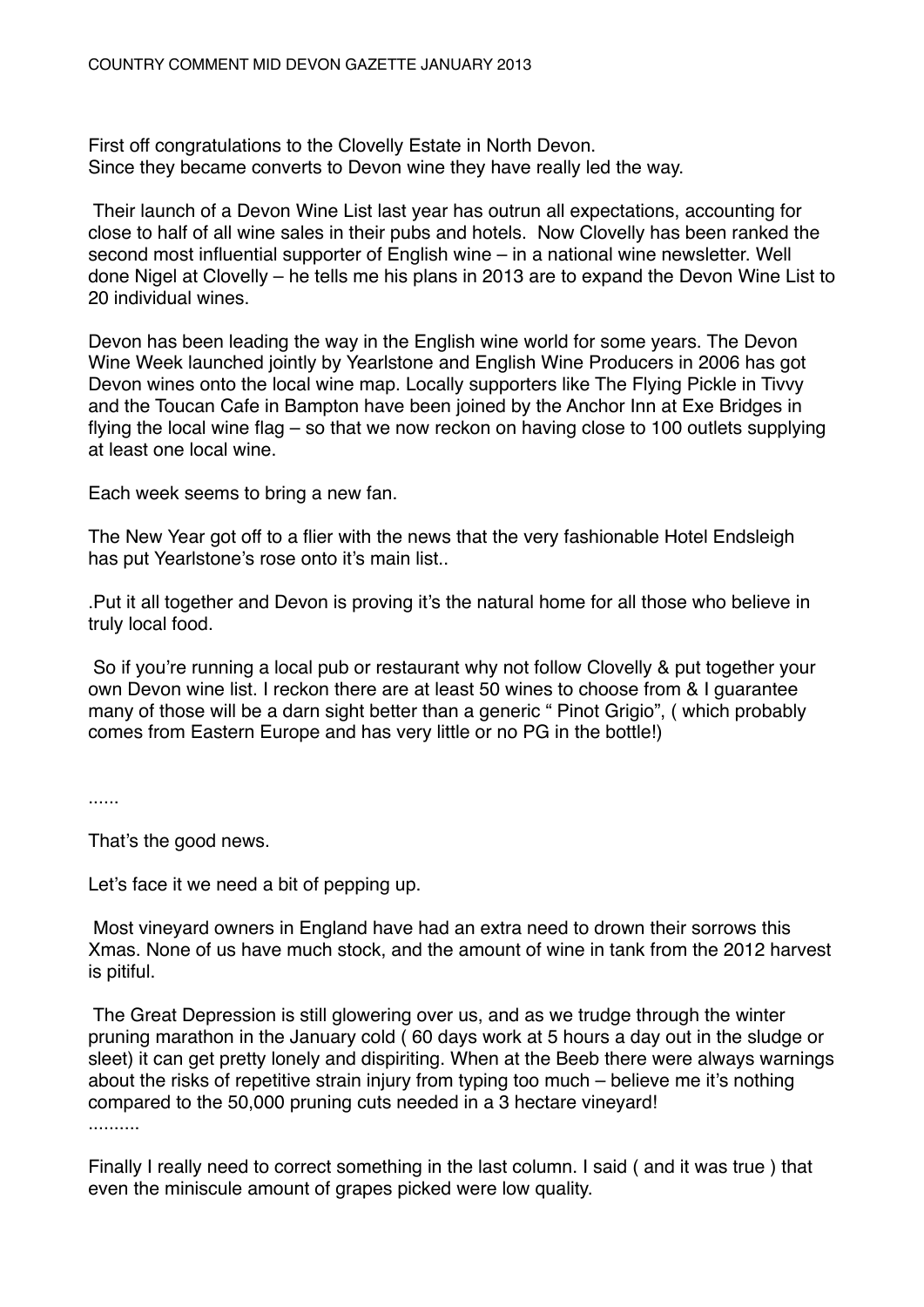COUNTRY COMMENT MID DEVON GAZETTE JANUARY 2013

First off congratulations to the Clovelly Estate in North Devon.
Since they became converts to Devon wine they have really led the way.

Their launch of a Devon Wine List last year has outrun all expectations, accounting for close to half of all wine sales in their pubs and hotels. Now Clovelly has been ranked the second most influential supporter of English wine – in a national wine newsletter. Well done Nigel at Clovelly – he tells me his plans in 2013 are to expand the Devon Wine List to 20 individual wines.

Devon has been leading the way in the English wine world for some years. The Devon Wine Week launched jointly by Yearlstone and English Wine Producers in 2006 has got Devon wines onto the local wine map. Locally supporters like The Flying Pickle in Tivvy and the Toucan Cafe in Bampton have been joined by the Anchor Inn at Exe Bridges in flying the local wine flag – so that we now reckon on having close to 100 outlets supplying at least one local wine.

Each week seems to bring a new fan.

The New Year got off to a flier with the news that the very fashionable Hotel Endsleigh has put Yearlstone's rose onto it's main list..

.Put it all together and Devon is proving it's the natural home for all those who believe in truly local food.

So if you're running a local pub or restaurant why not follow Clovelly & put together your own Devon wine list. I reckon there are at least 50 wines to choose from & I guarantee many of those will be a darn sight better than a generic " Pinot Grigio", ( which probably comes from Eastern Europe and has very little or no PG in the bottle!)

......

That's the good news.

Let's face it we need a bit of pepping up.

Most vineyard owners in England have had an extra need to drown their sorrows this Xmas. None of us have much stock, and the amount of wine in tank from the 2012 harvest is pitiful.

The Great Depression is still glowering over us, and as we trudge through the winter pruning marathon in the January cold ( 60 days work at 5 hours a day out in the sludge or sleet) it can get pretty lonely and dispiriting. When at the Beeb there were always warnings about the risks of repetitive strain injury from typing too much – believe me it's nothing compared to the 50,000 pruning cuts needed in a 3 hectare vineyard!
..........

Finally I really need to correct something in the last column. I said ( and it was true ) that even the miniscule amount of grapes picked were low quality.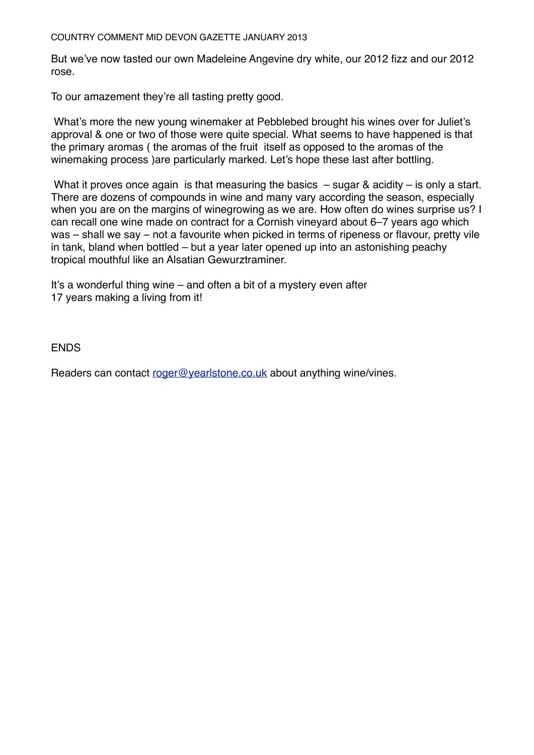But we've now tasted our own Madeleine Angevine dry white, our 2012 fizz and our 2012 rose.

To our amazement they're all tasting pretty good.

What's more the new young winemaker at Pebblebed brought his wines over for Juliet's approval & one or two of those were quite special. What seems to have happened is that the primary aromas ( the aromas of the fruit itself as opposed to the aromas of the winemaking process )are particularly marked. Let's hope these last after bottling.

What it proves once again is that measuring the basics – sugar & acidity – is only a start. There are dozens of compounds in wine and many vary according the season, especially when you are on the margins of winegrowing as we are. How often do wines surprise us? I can recall one wine made on contract for a Cornish vineyard about 6–7 years ago which was – shall we say – not a favourite when picked in terms of ripeness or flavour, pretty vile in tank, bland when bottled – but a year later opened up into an astonishing peachy tropical mouthful like an Alsatian Gewurztraminer.

It's a wonderful thing wine – and often a bit of a mystery even after 17 years making a living from it!

ENDS

Readers can contact roger@yearlstone.co.uk about anything wine/vines.